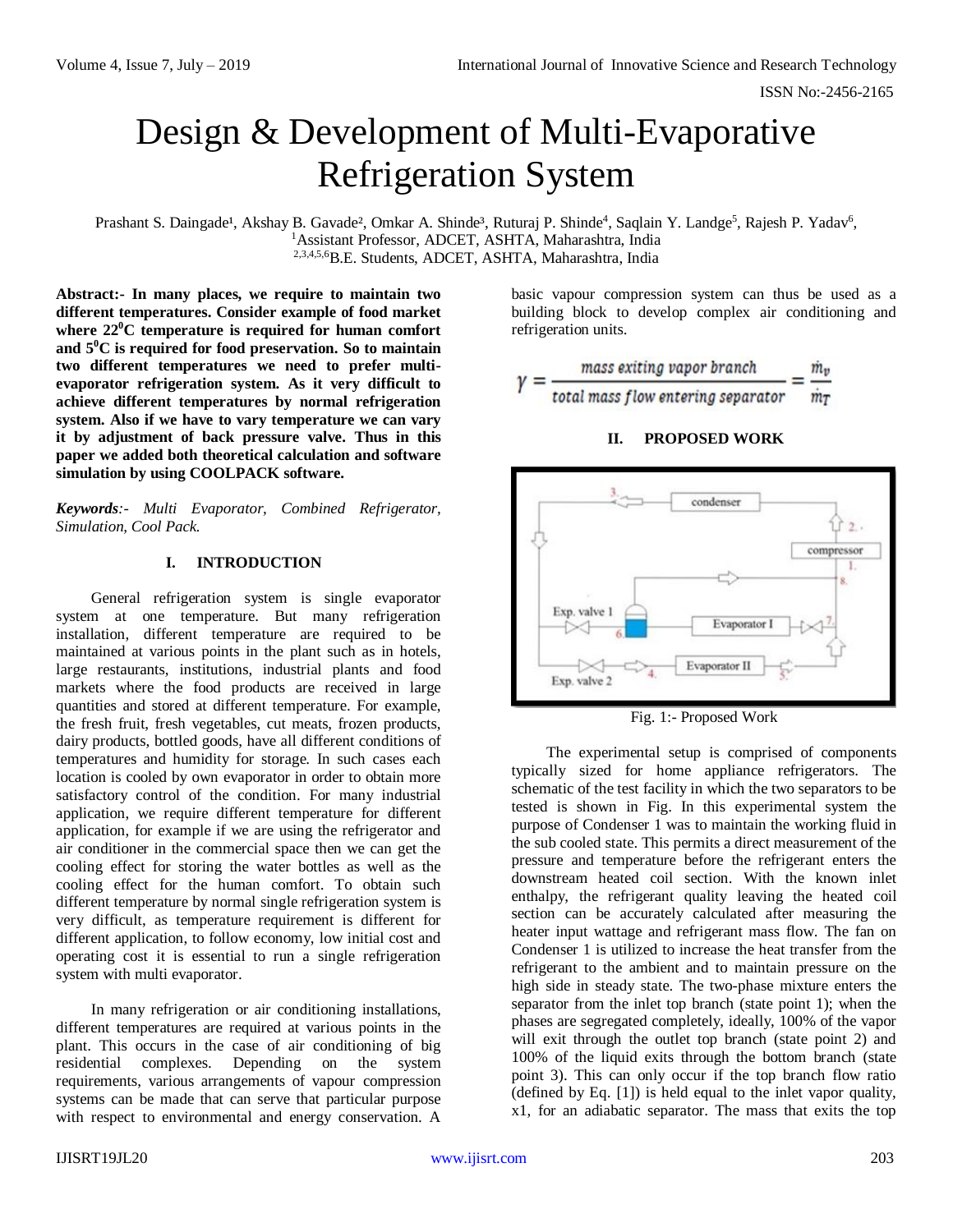# Design & Development of Multi-Evaporative Refrigeration System

Prashant S. Daingade[1], Akshay B. Gavade[2], Omkar A. Shinde[3], Ruturaj P. Shinde[4], Saqlain Y. Landge[5], Rajesh P. Yadav[6],
[1]Assistant Professor, ADCET, ASHTA, Maharashtra, India
[2,3,4,5,6]B.E. Students, ADCET, ASHTA, Maharashtra, India

**Abstract:- In many places, we require to maintain two different temperatures. Consider example of food market where 22$^0$C temperature is required for human comfort and 5$^0$C is required for food preservation. So to maintain two different temperatures we need to prefer multi-evaporator refrigeration system. As it very difficult to achieve different temperatures by normal refrigeration system. Also if we have to vary temperature we can vary it by adjustment of back pressure valve. Thus in this paper we added both theoretical calculation and software simulation by using COOLPACK software.**

***Keywords**:- Multi Evaporator, Combined Refrigerator, Simulation, Cool Pack.*

## I. INTRODUCTION

General refrigeration system is single evaporator system at one temperature. But many refrigeration installation, different temperature are required to be maintained at various points in the plant such as in hotels, large restaurants, institutions, industrial plants and food markets where the food products are received in large quantities and stored at different temperature. For example, the fresh fruit, fresh vegetables, cut meats, frozen products, dairy products, bottled goods, have all different conditions of temperatures and humidity for storage. In such cases each location is cooled by own evaporator in order to obtain more satisfactory control of the condition. For many industrial application, we require different temperature for different application, for example if we are using the refrigerator and air conditioner in the commercial space then we can get the cooling effect for storing the water bottles as well as the cooling effect for the human comfort. To obtain such different temperature by normal single refrigeration system is very difficult, as temperature requirement is different for different application, to follow economy, low initial cost and operating cost it is essential to run a single refrigeration system with multi evaporator.

In many refrigeration or air conditioning installations, different temperatures are required at various points in the plant. This occurs in the case of air conditioning of big residential complexes. Depending on the system requirements, various arrangements of vapour compression systems can be made that can serve that particular purpose with respect to environmental and energy conservation. A basic vapour compression system can thus be used as a building block to develop complex air conditioning and refrigeration units.

$$\gamma = \frac{\text{mass exiting vapor branch}}{\text{total mass flow entering separator}} = \frac{\dot{m}_v}{\dot{m}_T}$$

## II. PROPOSED WORK

Fig. 1:- Proposed Work

The experimental setup is comprised of components typically sized for home appliance refrigerators. The schematic of the test facility in which the two separators to be tested is shown in Fig. In this experimental system the purpose of Condenser 1 was to maintain the working fluid in the sub cooled state. This permits a direct measurement of the pressure and temperature before the refrigerant enters the downstream heated coil section. With the known inlet enthalpy, the refrigerant quality leaving the heated coil section can be accurately calculated after measuring the heater input wattage and refrigerant mass flow. The fan on Condenser 1 is utilized to increase the heat transfer from the refrigerant to the ambient and to maintain pressure on the high side in steady state. The two-phase mixture enters the separator from the inlet top branch (state point 1); when the phases are segregated completely, ideally, 100% of the vapor will exit through the outlet top branch (state point 2) and 100% of the liquid exits through the bottom branch (state point 3). This can only occur if the top branch flow ratio (defined by Eq. [1]) is held equal to the inlet vapor quality, x1, for an adiabatic separator. The mass that exits the top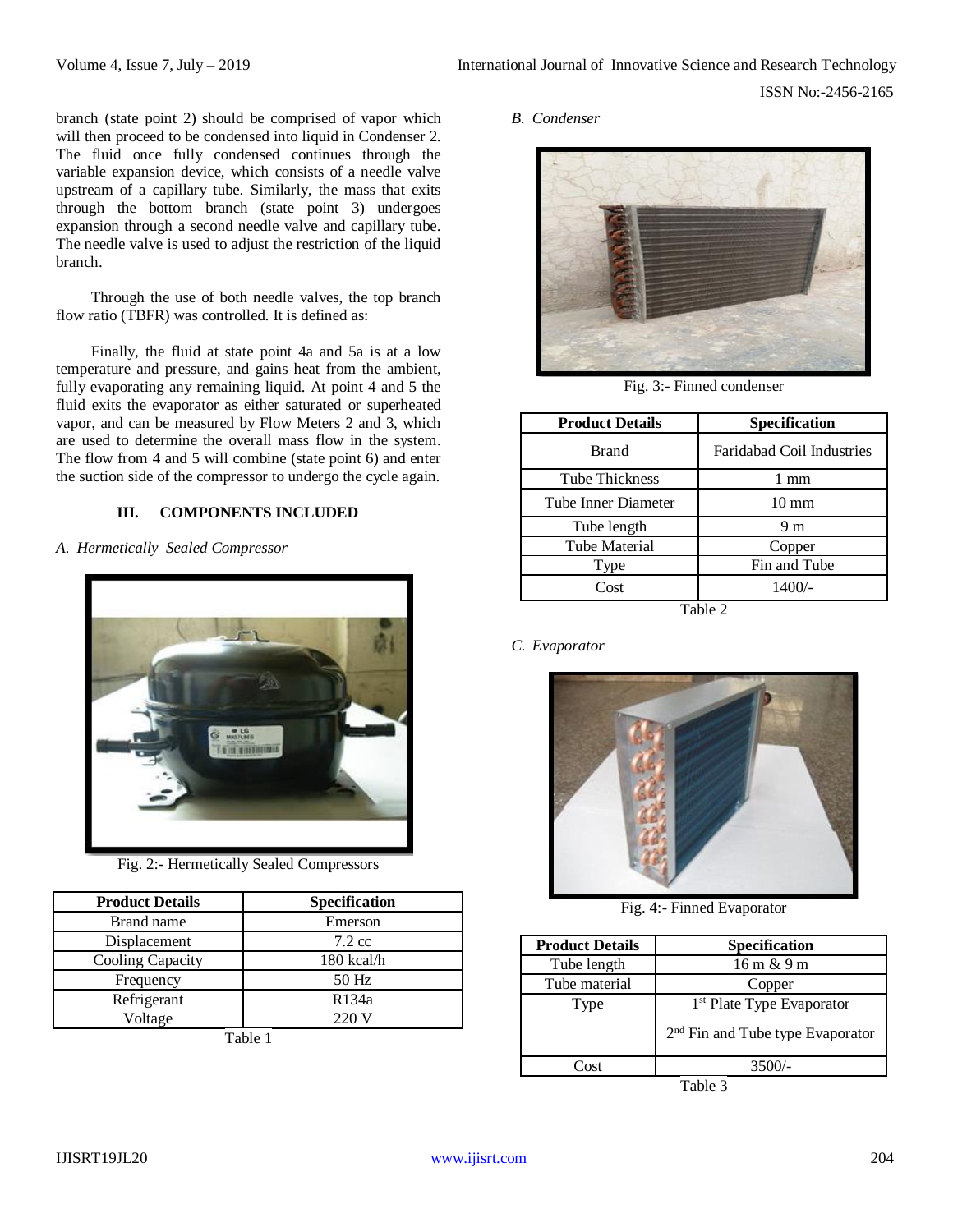branch (state point 2) should be comprised of vapor which will then proceed to be condensed into liquid in Condenser 2. The fluid once fully condensed continues through the variable expansion device, which consists of a needle valve upstream of a capillary tube. Similarly, the mass that exits through the bottom branch (state point 3) undergoes expansion through a second needle valve and capillary tube. The needle valve is used to adjust the restriction of the liquid branch.

Through the use of both needle valves, the top branch flow ratio (TBFR) was controlled. It is defined as:

Finally, the fluid at state point 4a and 5a is at a low temperature and pressure, and gains heat from the ambient, fully evaporating any remaining liquid. At point 4 and 5 the fluid exits the evaporator as either saturated or superheated vapor, and can be measured by Flow Meters 2 and 3, which are used to determine the overall mass flow in the system. The flow from 4 and 5 will combine (state point 6) and enter the suction side of the compressor to undergo the cycle again.

## III. COMPONENTS INCLUDED

### *A. Hermetically Sealed Compressor*

Fig. 2:- Hermetically Sealed Compressors

| Product Details | Specification |
|---|---|
| Brand name | Emerson |
| Displacement | 7.2 cc |
| Cooling Capacity | 180 kcal/h |
| Frequency | 50 Hz |
| Refrigerant | R134a |
| Voltage | 220 V |

Table 1

### *B. Condenser*

Fig. 3:- Finned condenser

| Product Details | Specification |
|---|---|
| Brand | Faridabad Coil Industries |
| Tube Thickness | 1 mm |
| Tube Inner Diameter | 10 mm |
| Tube length | 9 m |
| Tube Material | Copper |
| Type | Fin and Tube |
| Cost | 1400/- |

Table 2

### *C. Evaporator*

Fig. 4:- Finned Evaporator

| Product Details | Specification |
|---|---|
| Tube length | 16 m & 9 m |
| Tube material | Copper |
| Type | 1st Plate Type Evaporator<br>2nd Fin and Tube type Evaporator |
| Cost | 3500/- |

Table 3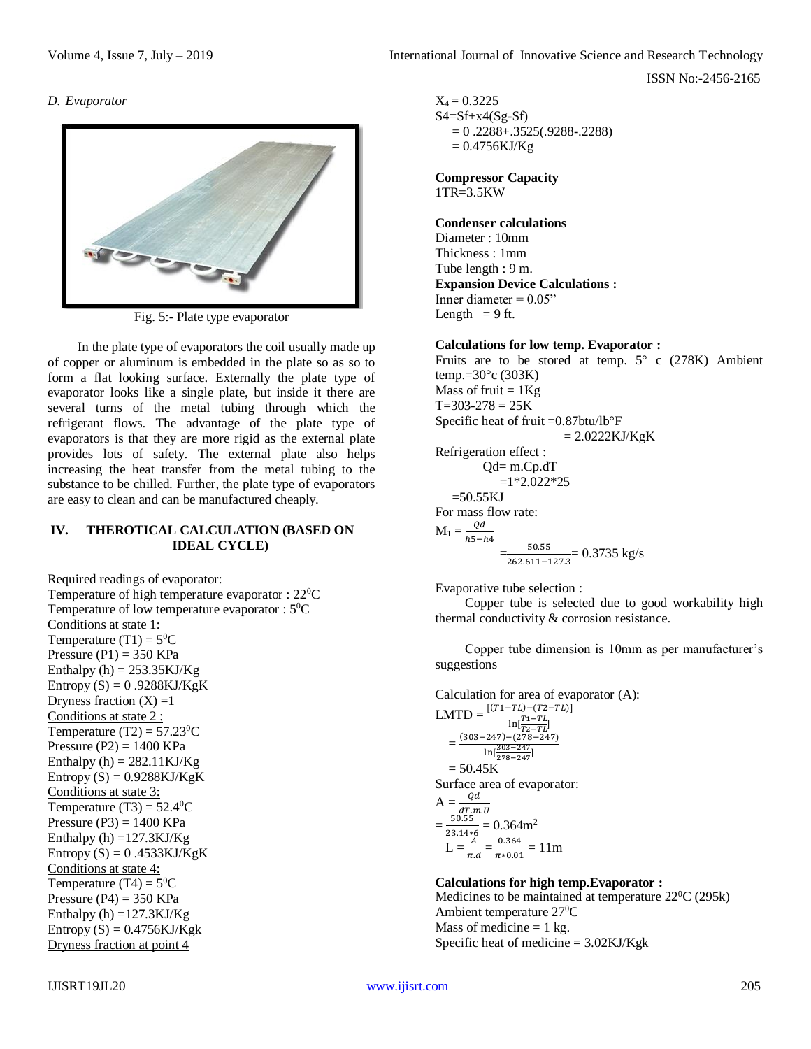*D. Evaporator*

Fig. 5:- Plate type evaporator

In the plate type of evaporators the coil usually made up of copper or aluminum is embedded in the plate so as so to form a flat looking surface. Externally the plate type of evaporator looks like a single plate, but inside it there are several turns of the metal tubing through which the refrigerant flows. The advantage of the plate type of evaporators is that they are more rigid as the external plate provides lots of safety. The external plate also helps increasing the heat transfer from the metal tubing to the substance to be chilled. Further, the plate type of evaporators are easy to clean and can be manufactured cheaply.

## IV. THEROTICAL CALCULATION (BASED ON IDEAL CYCLE)

Required readings of evaporator:
Temperature of high temperature evaporator : $22^0$C
Temperature of low temperature evaporator : $5^0$C

<u>Conditions at state 1:</u>
Temperature (T1) = $5^0$C
Pressure (P1) = 350 KPa
Enthalpy (h) = 253.35KJ/Kg
Entropy (S) = 0 .9288KJ/KgK
Dryness fraction (X) =1

<u>Conditions at state 2 :</u>
Temperature (T2) = $57.23^0$C
Pressure (P2) = 1400 KPa
Enthalpy (h) = 282.11KJ/Kg
Entropy (S) = 0.9288KJ/KgK

<u>Conditions at state 3:</u>
Temperature (T3) = $52.4^0$C
Pressure (P3) = 1400 KPa
Enthalpy (h) =127.3KJ/Kg
Entropy (S) = 0 .4533KJ/KgK

<u>Conditions at state 4:</u>
Temperature (T4) = $5^0$C
Pressure (P4) = 350 KPa
Enthalpy (h) =127.3KJ/Kg
Entropy (S) = 0.4756KJ/Kgk

<u>Dryness fraction at point 4</u>
$X_4$ = 0.3225
S4=Sf+x4(Sg-Sf)
= 0 .2288+.3525(.9288-.2288)
= 0.4756KJ/Kg

**Compressor Capacity**
1TR=3.5KW

**Condenser calculations**
Diameter : 10mm
Thickness : 1mm
Tube length : 9 m.

**Expansion Device Calculations :**
Inner diameter = 0.05"
Length = 9 ft.

**Calculations for low temp. Evaporator :**
Fruits are to be stored at temp. 5° c (278K) Ambient temp.=30°c (303K)
Mass of fruit = 1Kg
T=303-278 = 25K
Specific heat of fruit =0.87btu/lb°F
= 2.0222KJ/KgK

Refrigeration effect :
Qd= m.Cp.dT
=1*2.022*25
=50.55KJ

For mass flow rate:

$$M_1 = \frac{Qd}{h5-h4}$$
$$= \frac{50.55}{262.611-127.3} = 0.3735 \text{ kg/s}$$

Evaporative tube selection :

Copper tube is selected due to good workability high thermal conductivity & corrosion resistance.

Copper tube dimension is 10mm as per manufacturer's suggestions

Calculation for area of evaporator (A):

$$\text{LMTD} = \frac{[(T1-TL)-(T2-TL)]}{\ln[\frac{T1-TL}{T2-TL}]}$$
$$= \frac{(303-247)-(278-247)}{\ln[\frac{303-247}{278-247}]}$$
$$= 50.45\text{K}$$

Surface area of evaporator:

$$A = \frac{Qd}{dT.m.U}$$
$$= \frac{50.55}{23.14*6} = 0.364\text{m}^2$$
$$L = \frac{A}{\pi.d} = \frac{0.364}{\pi*0.01} = 11\text{m}$$

**Calculations for high temp.Evaporator :**
Medicines to be maintained at temperature $22^0$C (295k)
Ambient temperature $27^0$C
Mass of medicine = 1 kg.
Specific heat of medicine = 3.02KJ/Kgk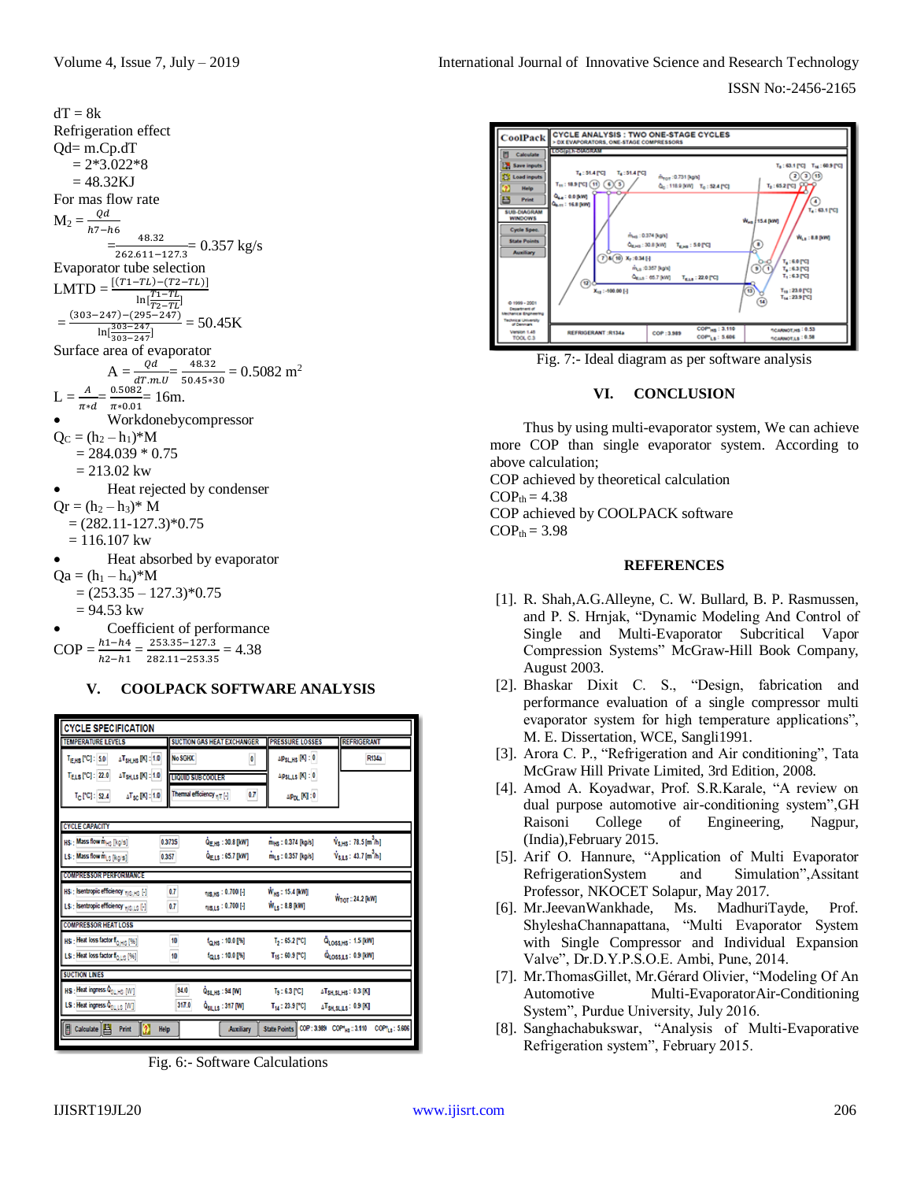dT = 8k

Refrigeration effect

$$Q_d = m.C_p.dT$$

$$= 2*3.022*8$$

$$= 48.32KJ$$

For mas flow rate

$$M_2 = \frac{Qd}{h7-h6}$$

$$= \frac{48.32}{262.611-127.3} = 0.357 \text{ kg/s}$$

Evaporator tube selection

$$LMTD = \frac{[(T1-TL)-(T2-TL)]}{\ln[\frac{T1-TL}{T2-TL}]}$$

$$= \frac{(303-247)-(295-247)}{\ln[\frac{303-247}{303-247}]} = 50.45K$$

Surface area of evaporator

$$A = \frac{Qd}{dT.m.U} = \frac{48.32}{50.45*30} = 0.5082 \text{ m}^2$$

$$L = \frac{A}{\pi*d} = \frac{0.5082}{\pi*0.01} = 16m.$$

- Workdonebycompressor

$$Q_C = (h_2 - h_1)*M$$

$$= 284.039 * 0.75$$

$$= 213.02 \text{ kw}$$

- Heat rejected by condenser

$$Q_r = (h_2 - h_3)* M$$

$$= (282.11-127.3)*0.75$$

$$= 116.107 \text{ kw}$$

- Heat absorbed by evaporator

$$Q_a = (h_1 - h_4)*M$$

$$= (253.35 - 127.3)*0.75$$

$$= 94.53 \text{ kw}$$

- Coefficient of performance

$$COP = \frac{h1-h4}{h2-h1} = \frac{253.35-127.3}{282.11-253.35} = 4.38$$

## V. COOLPACK SOFTWARE ANALYSIS

Fig. 6:- Software Calculations

Fig. 7:- Ideal diagram as per software analysis

## VI. CONCLUSION

Thus by using multi-evaporator system, We can achieve more COP than single evaporator system. According to above calculation;

COP achieved by theoretical calculation

$COP_{th} = 4.38$

COP achieved by COOLPACK software

$COP_{th} = 3.98$

## REFERENCES

[1]. R. Shah,A.G.Alleyne, C. W. Bullard, B. P. Rasmussen, and P. S. Hrnjak, "Dynamic Modeling And Control of Single and Multi-Evaporator Subcritical Vapor Compression Systems" McGraw-Hill Book Company, August 2003.

[2]. Bhaskar Dixit C. S., "Design, fabrication and performance evaluation of a single compressor multi evaporator system for high temperature applications", M. E. Dissertation, WCE, Sangli1991.

[3]. Arora C. P., "Refrigeration and Air conditioning", Tata McGraw Hill Private Limited, 3rd Edition, 2008.

[4]. Amod A. Koyadwar, Prof. S.R.Karale, "A review on dual purpose automotive air-conditioning system",GH Raisoni College of Engineering, Nagpur, (India),February 2015.

[5]. Arif O. Hannure, "Application of Multi Evaporator RefrigerationSystem and Simulation",Assitant Professor, NKOCET Solapur, May 2017.

[6]. Mr.JeevanWankhade, Ms. MadhuriTayde, Prof. ShyleshaChannapattana, "Multi Evaporator System with Single Compressor and Individual Expansion Valve", Dr.D.Y.P.S.O.E. Ambi, Pune, 2014.

[7]. Mr.ThomasGillet, Mr.Gérard Olivier, "Modeling Of An Automotive Multi-EvaporatorAir-Conditioning System", Purdue University, July 2016.

[8]. Sanghachabukswar, "Analysis of Multi-Evaporative Refrigeration system", February 2015.